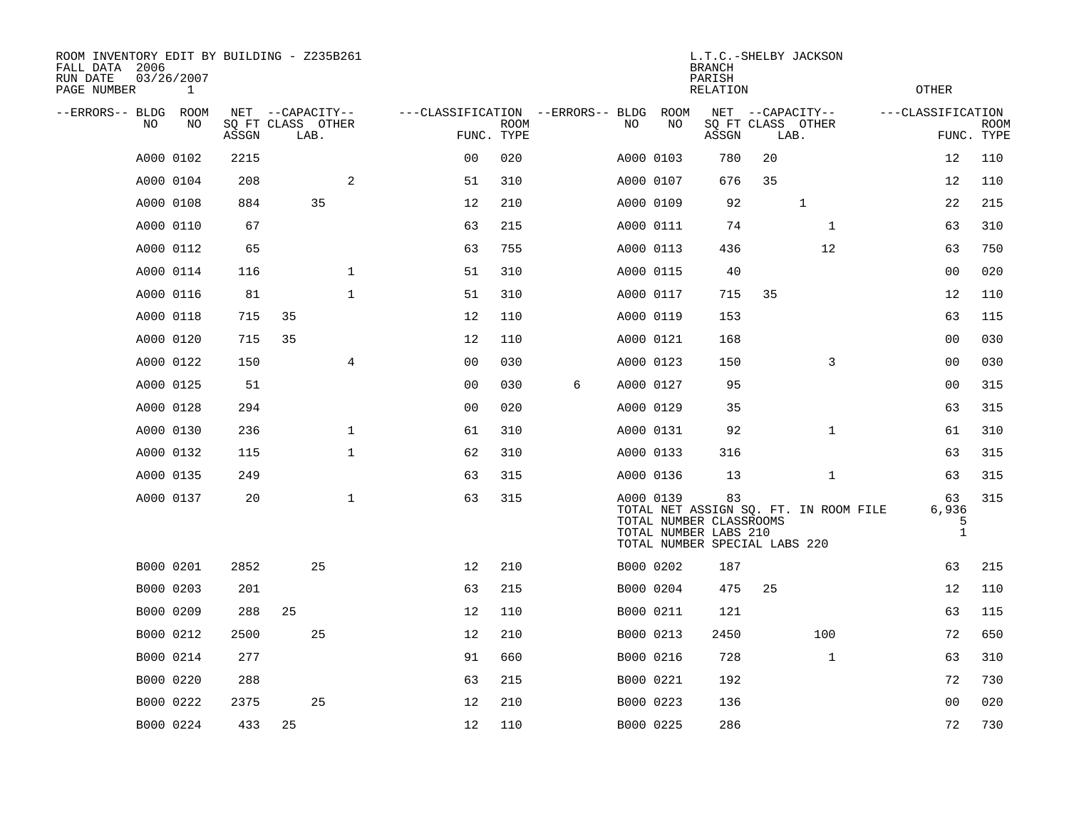ROOM INVENTORY EDIT BY BUILDING - Z235B261
FALL DATA 2006
RUN DATE 03/26/2007
PAGE NUMBER 1

L.T.C.-SHELBY JACKSON
BRANCH
PARISH
RELATION
OTHER

| --ERRORS-- | BLDG NO | ROOM NO | NET SQ FT ASSGN | --CAPACITY-- CLASS | LAB. | OTHER | ---CLASSIFICATION FUNC. | ROOM TYPE | --ERRORS-- | BLDG NO | ROOM NO | NET SQ FT ASSGN | --CAPACITY-- CLASS | LAB. | OTHER | ---CLASSIFICATION FUNC. | ROOM TYPE |
|---|---|---|---|---|---|---|---|---|---|---|---|---|---|---|---|---|---|
| | A000 | 0102 | 2215 | | | | 00 | 020 | | A000 | 0103 | 780 | 20 | | | 12 | 110 |
| | A000 | 0104 | 208 | | | 2 | 51 | 310 | | A000 | 0107 | 676 | 35 | | | 12 | 110 |
| | A000 | 0108 | 884 | | 35 | | 12 | 210 | | A000 | 0109 | 92 | | 1 | | 22 | 215 |
| | A000 | 0110 | 67 | | | | 63 | 215 | | A000 | 0111 | 74 | | | 1 | 63 | 310 |
| | A000 | 0112 | 65 | | | | 63 | 755 | | A000 | 0113 | 436 | | | 12 | 63 | 750 |
| | A000 | 0114 | 116 | | | 1 | 51 | 310 | | A000 | 0115 | 40 | | | | 00 | 020 |
| | A000 | 0116 | 81 | | | 1 | 51 | 310 | | A000 | 0117 | 715 | 35 | | | 12 | 110 |
| | A000 | 0118 | 715 | 35 | | | 12 | 110 | | A000 | 0119 | 153 | | | | 63 | 115 |
| | A000 | 0120 | 715 | 35 | | | 12 | 110 | | A000 | 0121 | 168 | | | | 00 | 030 |
| | A000 | 0122 | 150 | | | 4 | 00 | 030 | | A000 | 0123 | 150 | | | 3 | 00 | 030 |
| | A000 | 0125 | 51 | | | | 00 | 030 | 6 | A000 | 0127 | 95 | | | | 00 | 315 |
| | A000 | 0128 | 294 | | | | 00 | 020 | | A000 | 0129 | 35 | | | | 63 | 315 |
| | A000 | 0130 | 236 | | | 1 | 61 | 310 | | A000 | 0131 | 92 | | | 1 | 61 | 310 |
| | A000 | 0132 | 115 | | | 1 | 62 | 310 | | A000 | 0133 | 316 | | | | 63 | 315 |
| | A000 | 0135 | 249 | | | | 63 | 315 | | A000 | 0136 | 13 | | | 1 | 63 | 315 |
| | A000 | 0137 | 20 | | | 1 | 63 | 315 | | A000 | 0139 | 83 | | | | 63 | 315 |
| | | | | | | | | | | TOTAL NET ASSIGN SQ. FT. IN ROOM FILE | | | | | | 6,936 | |
| | | | | | | | | | | TOTAL NUMBER CLASSROOMS | | | | | | 5 | |
| | | | | | | | | | | TOTAL NUMBER LABS 210 | | | | | | 1 | |
| | | | | | | | | | | TOTAL NUMBER SPECIAL LABS 220 | | | | | | | |
| | B000 | 0201 | 2852 | | 25 | | 12 | 210 | | B000 | 0202 | 187 | | | | 63 | 215 |
| | B000 | 0203 | 201 | | | | 63 | 215 | | B000 | 0204 | 475 | 25 | | | 12 | 110 |
| | B000 | 0209 | 288 | 25 | | | 12 | 110 | | B000 | 0211 | 121 | | | | 63 | 115 |
| | B000 | 0212 | 2500 | | 25 | | 12 | 210 | | B000 | 0213 | 2450 | | | 100 | 72 | 650 |
| | B000 | 0214 | 277 | | | | 91 | 660 | | B000 | 0216 | 728 | | | 1 | 63 | 310 |
| | B000 | 0220 | 288 | | | | 63 | 215 | | B000 | 0221 | 192 | | | | 72 | 730 |
| | B000 | 0222 | 2375 | | 25 | | 12 | 210 | | B000 | 0223 | 136 | | | | 00 | 020 |
| | B000 | 0224 | 433 | 25 | | | 12 | 110 | | B000 | 0225 | 286 | | | | 72 | 730 |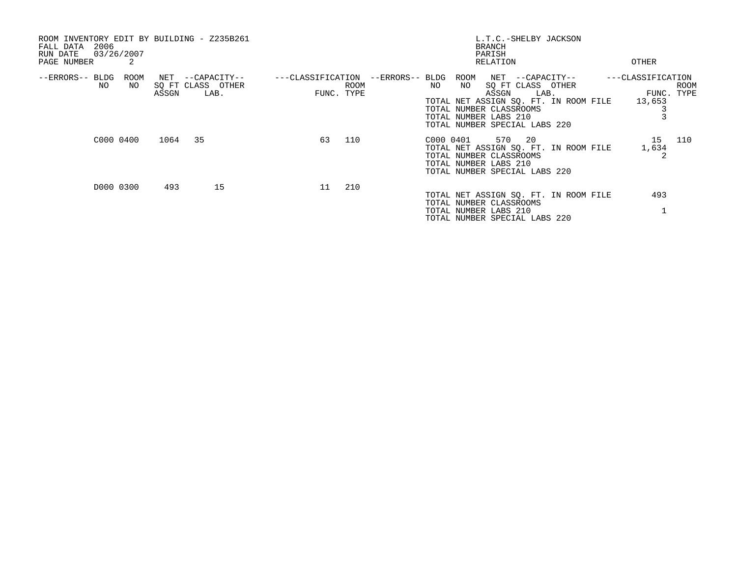ROOM INVENTORY EDIT BY BUILDING - Z235B261
FALL DATA 2006
RUN DATE 03/26/2007
PAGE NUMBER 2

L.T.C.-SHELBY JACKSON
BRANCH
PARISH
RELATION
OTHER

| --ERRORS-- | BLDG NO | ROOM NO | NET SQ FT ASSGN | --CAPACITY-- CLASS | OTHER LAB. | ---CLASSIFICATION FUNC. | ROOM TYPE | --ERRORS-- | BLDG NO | ROOM NO | NET SQ FT ASSGN | --CAPACITY-- CLASS | OTHER LAB. | ---CLASSIFICATION FUNC. | ROOM TYPE |
|---|---|---|---|---|---|---|---|---|---|---|---|---|---|---|---|
| | | | | | | | | | TOTAL NET ASSIGN SQ. FT. IN ROOM FILE | | | | | 13,653 | |
| | | | | | | | | | TOTAL NUMBER CLASSROOMS | | | | | 3 | |
| | | | | | | | | | TOTAL NUMBER LABS 210 | | | | | 3 | |
| | | | | | | | | | TOTAL NUMBER SPECIAL LABS 220 | | | | | | |
| | C000 | 0400 | 1064 | 35 | | 63 | 110 | | C000 | 0401 | 570 | 20 | | 15 | 110 |
| | | | | | | | | | TOTAL NET ASSIGN SQ. FT. IN ROOM FILE | | | | | 1,634 | |
| | | | | | | | | | TOTAL NUMBER CLASSROOMS | | | | | 2 | |
| | | | | | | | | | TOTAL NUMBER LABS 210 | | | | | | |
| | | | | | | | | | TOTAL NUMBER SPECIAL LABS 220 | | | | | | |
| | D000 | 0300 | 493 | | 15 | 11 | 210 | | | | | | | | |
| | | | | | | | | | TOTAL NET ASSIGN SQ. FT. IN ROOM FILE | | | | | 493 | |
| | | | | | | | | | TOTAL NUMBER CLASSROOMS | | | | | | |
| | | | | | | | | | TOTAL NUMBER LABS 210 | | | | | 1 | |
| | | | | | | | | | TOTAL NUMBER SPECIAL LABS 220 | | | | | | |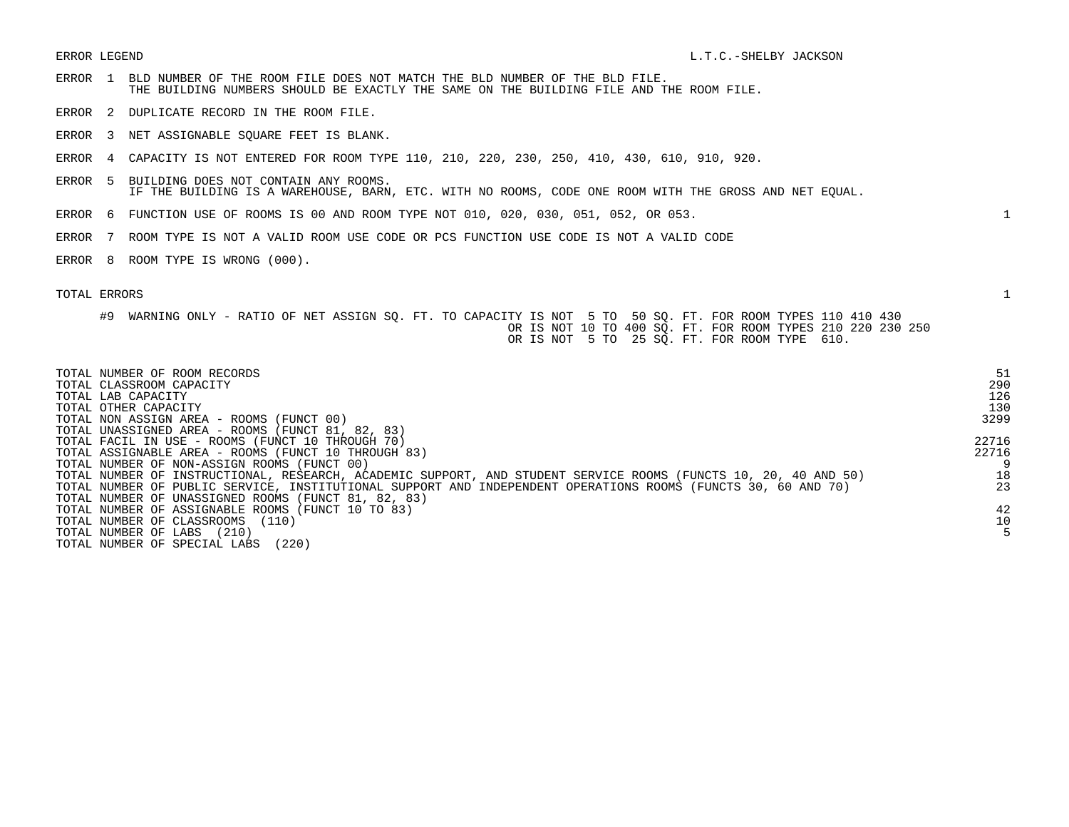ERROR LEGEND

L.T.C.-SHELBY JACKSON

| | | |
|---|---|---|
| ERROR 1 | BLD NUMBER OF THE ROOM FILE DOES NOT MATCH THE BLD NUMBER OF THE BLD FILE. THE BUILDING NUMBERS SHOULD BE EXACTLY THE SAME ON THE BUILDING FILE AND THE ROOM FILE. | |
| ERROR 2 | DUPLICATE RECORD IN THE ROOM FILE. | |
| ERROR 3 | NET ASSIGNABLE SQUARE FEET IS BLANK. | |
| ERROR 4 | CAPACITY IS NOT ENTERED FOR ROOM TYPE 110, 210, 220, 230, 250, 410, 430, 610, 910, 920. | |
| ERROR 5 | BUILDING DOES NOT CONTAIN ANY ROOMS. IF THE BUILDING IS A WAREHOUSE, BARN, ETC. WITH NO ROOMS, CODE ONE ROOM WITH THE GROSS AND NET EQUAL. | |
| ERROR 6 | FUNCTION USE OF ROOMS IS 00 AND ROOM TYPE NOT 010, 020, 030, 051, 052, OR 053. | 1 |
| ERROR 7 | ROOM TYPE IS NOT A VALID ROOM USE CODE OR PCS FUNCTION USE CODE IS NOT A VALID CODE | |
| ERROR 8 | ROOM TYPE IS WRONG (000). | |
| TOTAL ERRORS | | 1 |

#9 WARNING ONLY - RATIO OF NET ASSIGN SQ. FT. TO CAPACITY IS NOT 5 TO 50 SQ. FT. FOR ROOM TYPES 110 410 430
OR IS NOT 10 TO 400 SQ. FT. FOR ROOM TYPES 210 220 230 250
OR IS NOT 5 TO 25 SQ. FT. FOR ROOM TYPE 610.

| | |
|---|---|
| TOTAL NUMBER OF ROOM RECORDS | 51 |
| TOTAL CLASSROOM CAPACITY | 290 |
| TOTAL LAB CAPACITY | 126 |
| TOTAL OTHER CAPACITY | 130 |
| TOTAL NON ASSIGN AREA - ROOMS (FUNCT 00) | 3299 |
| TOTAL UNASSIGNED AREA - ROOMS (FUNCT 81, 82, 83) | |
| TOTAL FACIL IN USE - ROOMS (FUNCT 10 THROUGH 70) | 22716 |
| TOTAL ASSIGNABLE AREA - ROOMS (FUNCT 10 THROUGH 83) | 22716 |
| TOTAL NUMBER OF NON-ASSIGN ROOMS (FUNCT 00) | 9 |
| TOTAL NUMBER OF INSTRUCTIONAL, RESEARCH, ACADEMIC SUPPORT, AND STUDENT SERVICE ROOMS (FUNCTS 10, 20, 40 AND 50) | 18 |
| TOTAL NUMBER OF PUBLIC SERVICE, INSTITUTIONAL SUPPORT AND INDEPENDENT OPERATIONS ROOMS (FUNCTS 30, 60 AND 70) | 23 |
| TOTAL NUMBER OF UNASSIGNED ROOMS (FUNCT 81, 82, 83) | |
| TOTAL NUMBER OF ASSIGNABLE ROOMS (FUNCT 10 TO 83) | 42 |
| TOTAL NUMBER OF CLASSROOMS (110) | 10 |
| TOTAL NUMBER OF LABS (210) | 5 |
| TOTAL NUMBER OF SPECIAL LABS (220) | |